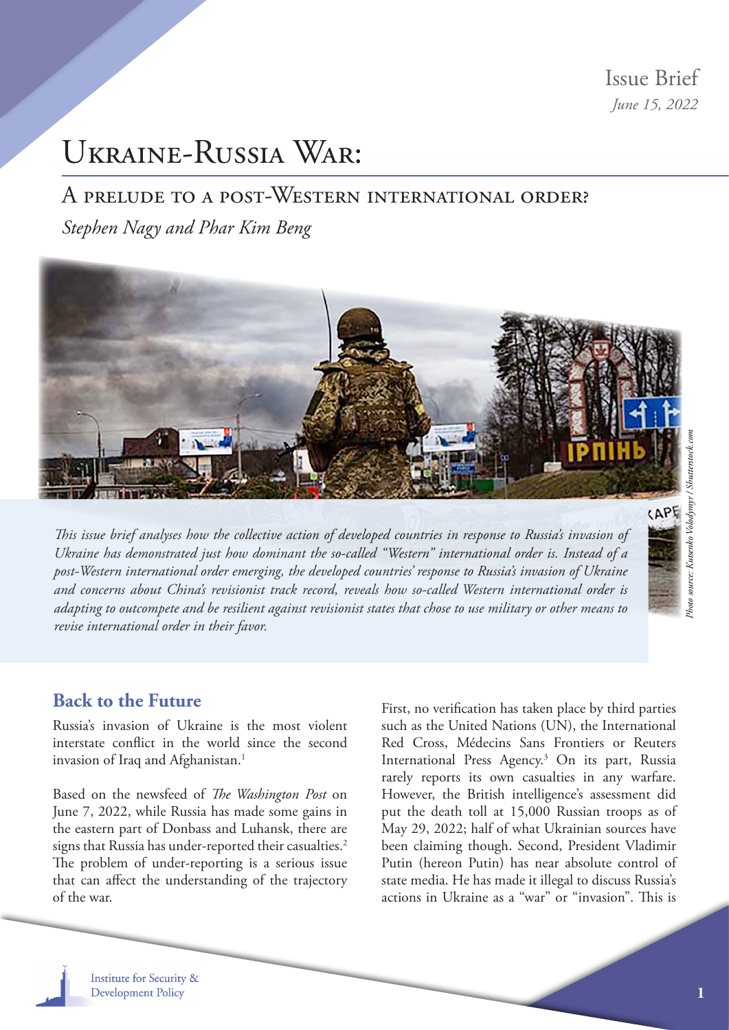Issue Brief

*June 15, 2022*

# Ukraine-Russia War:

## A prelude to a post-Western international order?

*Stephen Nagy and Phar Kim Beng*

*Photo source: Kutsenko Volodymyr / Shutterstock.com*

*This issue brief analyses how the collective action of developed countries in response to Russia's invasion of Ukraine has demonstrated just how dominant the so-called "Western" international order is. Instead of a post-Western international order emerging, the developed countries' response to Russia's invasion of Ukraine and concerns about China's revisionist track record, reveals how so-called Western international order is adapting to outcompete and be resilient against revisionist states that chose to use military or other means to revise international order in their favor.*

### Back to the Future

Russia's invasion of Ukraine is the most violent interstate conflict in the world since the second invasion of Iraq and Afghanistan.[1]

Based on the newsfeed of *The Washington Post* on June 7, 2022, while Russia has made some gains in the eastern part of Donbass and Luhansk, there are signs that Russia has under-reported their casualties.[2] The problem of under-reporting is a serious issue that can affect the understanding of the trajectory of the war.

First, no verification has taken place by third parties such as the United Nations (UN), the International Red Cross, Médecins Sans Frontiers or Reuters International Press Agency.[3] On its part, Russia rarely reports its own casualties in any warfare. However, the British intelligence's assessment did put the death toll at 15,000 Russian troops as of May 29, 2022; half of what Ukrainian sources have been claiming though. Second, President Vladimir Putin (hereon Putin) has near absolute control of state media. He has made it illegal to discuss Russia's actions in Ukraine as a "war" or "invasion". This is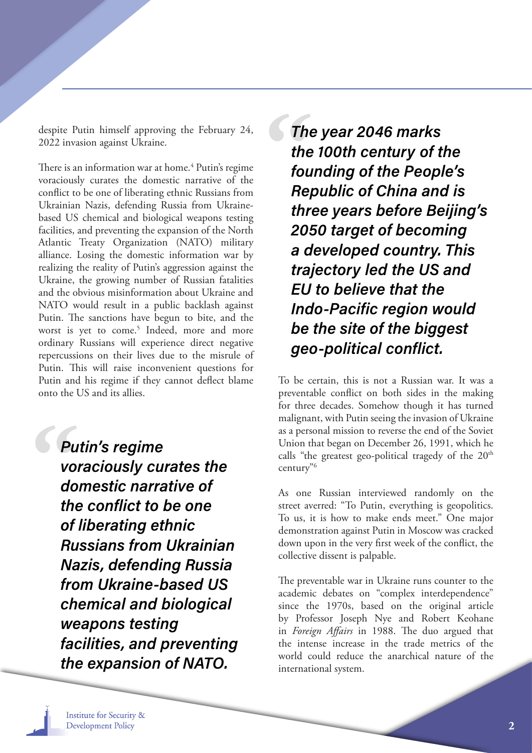despite Putin himself approving the February 24, 2022 invasion against Ukraine.

There is an information war at home.[4] Putin's regime voraciously curates the domestic narrative of the conflict to be one of liberating ethnic Russians from Ukrainian Nazis, defending Russia from Ukraine-based US chemical and biological weapons testing facilities, and preventing the expansion of the North Atlantic Treaty Organization (NATO) military alliance. Losing the domestic information war by realizing the reality of Putin's aggression against the Ukraine, the growing number of Russian fatalities and the obvious misinformation about Ukraine and NATO would result in a public backlash against Putin. The sanctions have begun to bite, and the worst is yet to come.[5] Indeed, more and more ordinary Russians will experience direct negative repercussions on their lives due to the misrule of Putin. This will raise inconvenient questions for Putin and his regime if they cannot deflect blame onto the US and its allies.

> ***Putin's regime voraciously curates the domestic narrative of the conflict to be one of liberating ethnic Russians from Ukrainian Nazis, defending Russia from Ukraine-based US chemical and biological weapons testing facilities, and preventing the expansion of NATO.***

> ***The year 2046 marks the 100th century of the founding of the People's Republic of China and is three years before Beijing's 2050 target of becoming a developed country. This trajectory led the US and EU to believe that the Indo-Pacific region would be the site of the biggest geo-political conflict.***

To be certain, this is not a Russian war. It was a preventable conflict on both sides in the making for three decades. Somehow though it has turned malignant, with Putin seeing the invasion of Ukraine as a personal mission to reverse the end of the Soviet Union that began on December 26, 1991, which he calls "the greatest geo-political tragedy of the 20th century"[6]

As one Russian interviewed randomly on the street averred: "To Putin, everything is geopolitics. To us, it is how to make ends meet." One major demonstration against Putin in Moscow was cracked down upon in the very first week of the conflict, the collective dissent is palpable.

The preventable war in Ukraine runs counter to the academic debates on "complex interdependence" since the 1970s, based on the original article by Professor Joseph Nye and Robert Keohane in *Foreign Affairs* in 1988. The duo argued that the intense increase in the trade metrics of the world could reduce the anarchical nature of the international system.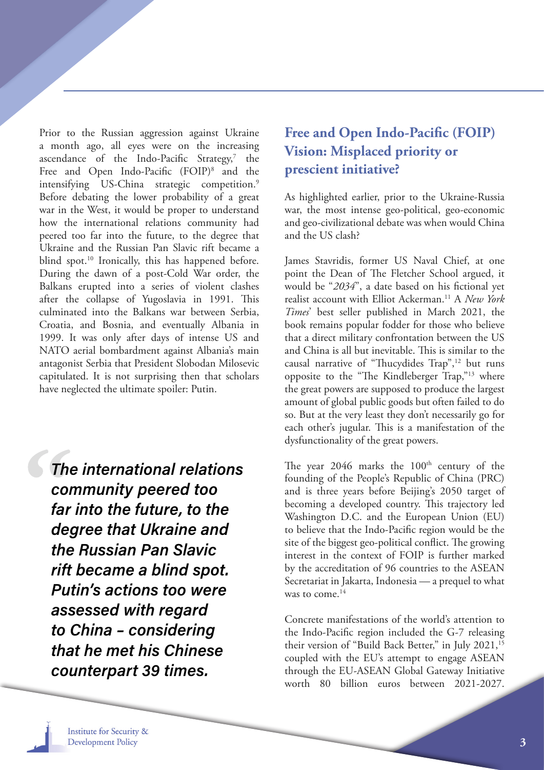Prior to the Russian aggression against Ukraine a month ago, all eyes were on the increasing ascendance of the Indo-Pacific Strategy,[7] the Free and Open Indo-Pacific (FOIP)[8] and the intensifying US-China strategic competition.[9] Before debating the lower probability of a great war in the West, it would be proper to understand how the international relations community had peered too far into the future, to the degree that Ukraine and the Russian Pan Slavic rift became a blind spot.[10] Ironically, this has happened before. During the dawn of a post-Cold War order, the Balkans erupted into a series of violent clashes after the collapse of Yugoslavia in 1991. This culminated into the Balkans war between Serbia, Croatia, and Bosnia, and eventually Albania in 1999. It was only after days of intense US and NATO aerial bombardment against Albania's main antagonist Serbia that President Slobodan Milosevic capitulated. It is not surprising then that scholars have neglected the ultimate spoiler: Putin.

> ***The international relations community peered too far into the future, to the degree that Ukraine and the Russian Pan Slavic rift became a blind spot. Putin's actions too were assessed with regard to China – considering that he met his Chinese counterpart 39 times.***

## Free and Open Indo-Pacific (FOIP) Vision: Misplaced priority or prescient initiative?

As highlighted earlier, prior to the Ukraine-Russia war, the most intense geo-political, geo-economic and geo-civilizational debate was when would China and the US clash?

James Stavridis, former US Naval Chief, at one point the Dean of The Fletcher School argued, it would be "*2034*", a date based on his fictional yet realist account with Elliot Ackerman.[11] A *New York Times*' best seller published in March 2021, the book remains popular fodder for those who believe that a direct military confrontation between the US and China is all but inevitable. This is similar to the causal narrative of "Thucydides Trap",[12] but runs opposite to the "The Kindleberger Trap,"[13] where the great powers are supposed to produce the largest amount of global public goods but often failed to do so. But at the very least they don't necessarily go for each other's jugular. This is a manifestation of the dysfunctionality of the great powers.

The year 2046 marks the 100th century of the founding of the People's Republic of China (PRC) and is three years before Beijing's 2050 target of becoming a developed country. This trajectory led Washington D.C. and the European Union (EU) to believe that the Indo-Pacific region would be the site of the biggest geo-political conflict. The growing interest in the context of FOIP is further marked by the accreditation of 96 countries to the ASEAN Secretariat in Jakarta, Indonesia — a prequel to what was to come.[14]

Concrete manifestations of the world's attention to the Indo-Pacific region included the G-7 releasing their version of "Build Back Better," in July 2021,[15] coupled with the EU's attempt to engage ASEAN through the EU-ASEAN Global Gateway Initiative worth 80 billion euros between 2021-2027.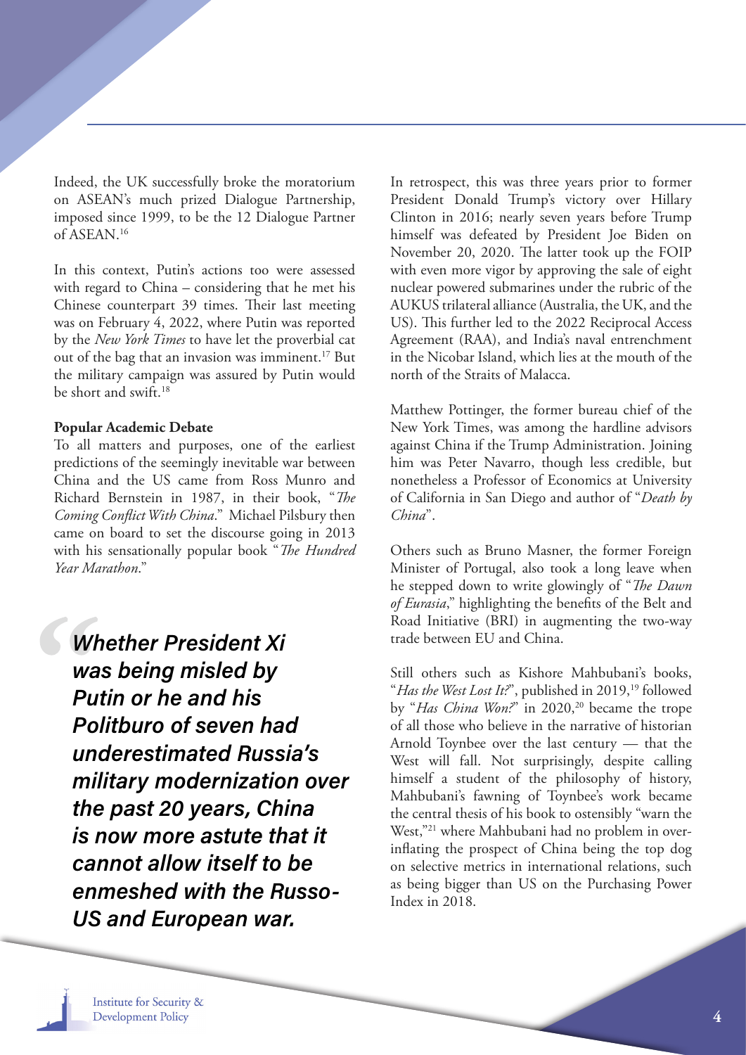Indeed, the UK successfully broke the moratorium on ASEAN's much prized Dialogue Partnership, imposed since 1999, to be the 12 Dialogue Partner of ASEAN.[16]

In this context, Putin's actions too were assessed with regard to China – considering that he met his Chinese counterpart 39 times. Their last meeting was on February 4, 2022, where Putin was reported by the *New York Times* to have let the proverbial cat out of the bag that an invasion was imminent.[17] But the military campaign was assured by Putin would be short and swift.[18]

**Popular Academic Debate**

To all matters and purposes, one of the earliest predictions of the seemingly inevitable war between China and the US came from Ross Munro and Richard Bernstein in 1987, in their book, "*The Coming Conflict With China*." Michael Pilsbury then came on board to set the discourse going in 2013 with his sensationally popular book "*The Hundred Year Marathon*."

> ***Whether President Xi was being misled by Putin or he and his Politburo of seven had underestimated Russia's military modernization over the past 20 years, China is now more astute that it cannot allow itself to be enmeshed with the Russo-US and European war.***

In retrospect, this was three years prior to former President Donald Trump's victory over Hillary Clinton in 2016; nearly seven years before Trump himself was defeated by President Joe Biden on November 20, 2020. The latter took up the FOIP with even more vigor by approving the sale of eight nuclear powered submarines under the rubric of the AUKUS trilateral alliance (Australia, the UK, and the US). This further led to the 2022 Reciprocal Access Agreement (RAA), and India's naval entrenchment in the Nicobar Island, which lies at the mouth of the north of the Straits of Malacca.

Matthew Pottinger, the former bureau chief of the New York Times, was among the hardline advisors against China if the Trump Administration. Joining him was Peter Navarro, though less credible, but nonetheless a Professor of Economics at University of California in San Diego and author of "*Death by China*".

Others such as Bruno Masner, the former Foreign Minister of Portugal, also took a long leave when he stepped down to write glowingly of "*The Dawn of Eurasia*," highlighting the benefits of the Belt and Road Initiative (BRI) in augmenting the two-way trade between EU and China.

Still others such as Kishore Mahbubani's books, "*Has the West Lost It?*", published in 2019,[19] followed by "*Has China Won?*" in 2020,[20] became the trope of all those who believe in the narrative of historian Arnold Toynbee over the last century — that the West will fall. Not surprisingly, despite calling himself a student of the philosophy of history, Mahbubani's fawning of Toynbee's work became the central thesis of his book to ostensibly "warn the West,"[21] where Mahbubani had no problem in over-inflating the prospect of China being the top dog on selective metrics in international relations, such as being bigger than US on the Purchasing Power Index in 2018.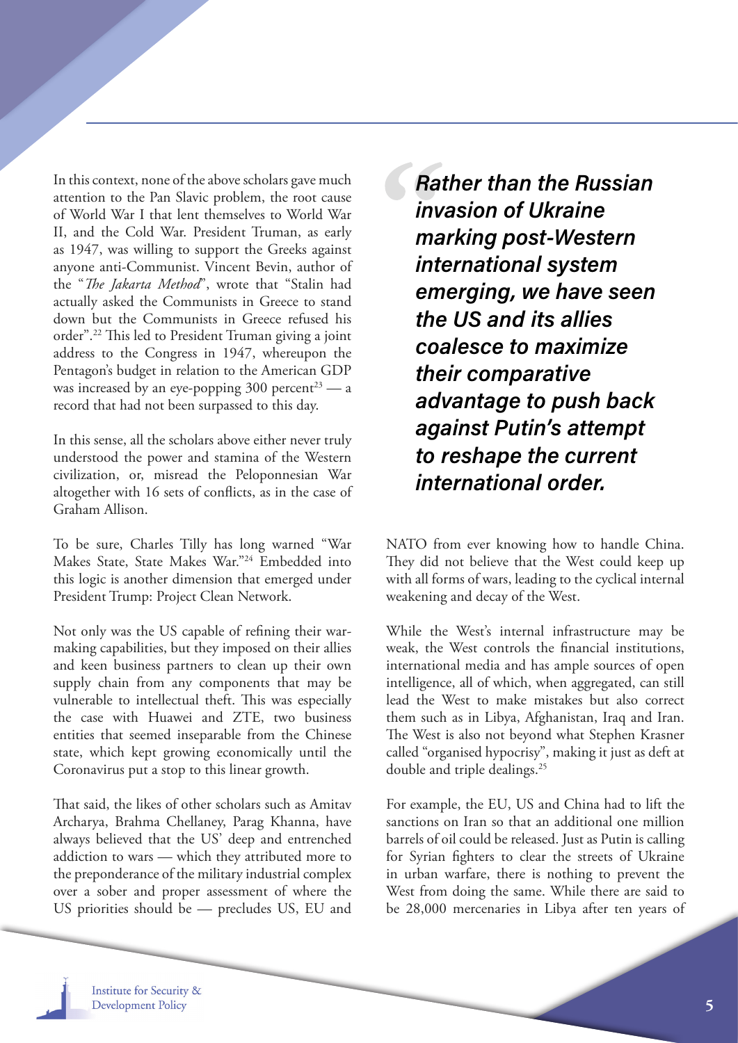In this context, none of the above scholars gave much attention to the Pan Slavic problem, the root cause of World War I that lent themselves to World War II, and the Cold War. President Truman, as early as 1947, was willing to support the Greeks against anyone anti-Communist. Vincent Bevin, author of the "*The Jakarta Method*", wrote that "Stalin had actually asked the Communists in Greece to stand down but the Communists in Greece refused his order".[22] This led to President Truman giving a joint address to the Congress in 1947, whereupon the Pentagon's budget in relation to the American GDP was increased by an eye-popping 300 percent[23] — a record that had not been surpassed to this day.

In this sense, all the scholars above either never truly understood the power and stamina of the Western civilization, or, misread the Peloponnesian War altogether with 16 sets of conflicts, as in the case of Graham Allison.

To be sure, Charles Tilly has long warned "War Makes State, State Makes War."[24] Embedded into this logic is another dimension that emerged under President Trump: Project Clean Network.

Not only was the US capable of refining their war-making capabilities, but they imposed on their allies and keen business partners to clean up their own supply chain from any components that may be vulnerable to intellectual theft. This was especially the case with Huawei and ZTE, two business entities that seemed inseparable from the Chinese state, which kept growing economically until the Coronavirus put a stop to this linear growth.

That said, the likes of other scholars such as Amitav Archarya, Brahma Chellaney, Parag Khanna, have always believed that the US' deep and entrenched addiction to wars — which they attributed more to the preponderance of the military industrial complex over a sober and proper assessment of where the US priorities should be — precludes US, EU and NATO from ever knowing how to handle China. They did not believe that the West could keep up with all forms of wars, leading to the cyclical internal weakening and decay of the West.

> ***Rather than the Russian invasion of Ukraine marking post-Western international system emerging, we have seen the US and its allies coalesce to maximize their comparative advantage to push back against Putin's attempt to reshape the current international order.***

While the West's internal infrastructure may be weak, the West controls the financial institutions, international media and has ample sources of open intelligence, all of which, when aggregated, can still lead the West to make mistakes but also correct them such as in Libya, Afghanistan, Iraq and Iran. The West is also not beyond what Stephen Krasner called "organised hypocrisy", making it just as deft at double and triple dealings.[25]

For example, the EU, US and China had to lift the sanctions on Iran so that an additional one million barrels of oil could be released. Just as Putin is calling for Syrian fighters to clear the streets of Ukraine in urban warfare, there is nothing to prevent the West from doing the same. While there are said to be 28,000 mercenaries in Libya after ten years of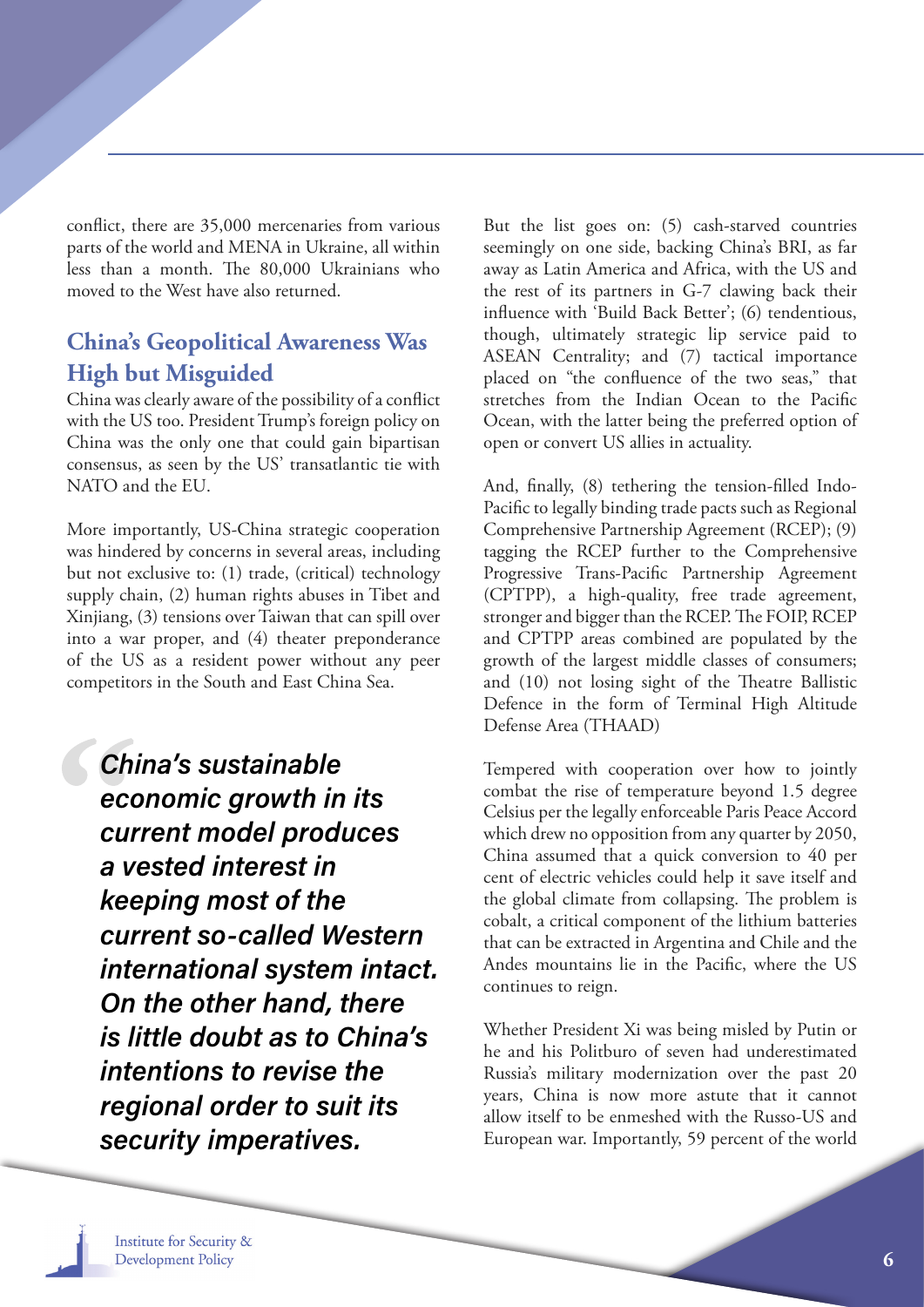conflict, there are 35,000 mercenaries from various parts of the world and MENA in Ukraine, all within less than a month. The 80,000 Ukrainians who moved to the West have also returned.

## China's Geopolitical Awareness Was High but Misguided

China was clearly aware of the possibility of a conflict with the US too. President Trump's foreign policy on China was the only one that could gain bipartisan consensus, as seen by the US' transatlantic tie with NATO and the EU.

More importantly, US-China strategic cooperation was hindered by concerns in several areas, including but not exclusive to: (1) trade, (critical) technology supply chain, (2) human rights abuses in Tibet and Xinjiang, (3) tensions over Taiwan that can spill over into a war proper, and (4) theater preponderance of the US as a resident power without any peer competitors in the South and East China Sea.

> ***China's sustainable economic growth in its current model produces a vested interest in keeping most of the current so-called Western international system intact. On the other hand, there is little doubt as to China's intentions to revise the regional order to suit its security imperatives.***

But the list goes on: (5) cash-starved countries seemingly on one side, backing China's BRI, as far away as Latin America and Africa, with the US and the rest of its partners in G-7 clawing back their influence with 'Build Back Better'; (6) tendentious, though, ultimately strategic lip service paid to ASEAN Centrality; and (7) tactical importance placed on "the confluence of the two seas," that stretches from the Indian Ocean to the Pacific Ocean, with the latter being the preferred option of open or convert US allies in actuality.

And, finally, (8) tethering the tension-filled Indo-Pacific to legally binding trade pacts such as Regional Comprehensive Partnership Agreement (RCEP); (9) tagging the RCEP further to the Comprehensive Progressive Trans-Pacific Partnership Agreement (CPTPP), a high-quality, free trade agreement, stronger and bigger than the RCEP. The FOIP, RCEP and CPTPP areas combined are populated by the growth of the largest middle classes of consumers; and (10) not losing sight of the Theatre Ballistic Defence in the form of Terminal High Altitude Defense Area (THAAD)

Tempered with cooperation over how to jointly combat the rise of temperature beyond 1.5 degree Celsius per the legally enforceable Paris Peace Accord which drew no opposition from any quarter by 2050, China assumed that a quick conversion to 40 per cent of electric vehicles could help it save itself and the global climate from collapsing. The problem is cobalt, a critical component of the lithium batteries that can be extracted in Argentina and Chile and the Andes mountains lie in the Pacific, where the US continues to reign.

Whether President Xi was being misled by Putin or he and his Politburo of seven had underestimated Russia's military modernization over the past 20 years, China is now more astute that it cannot allow itself to be enmeshed with the Russo-US and European war. Importantly, 59 percent of the world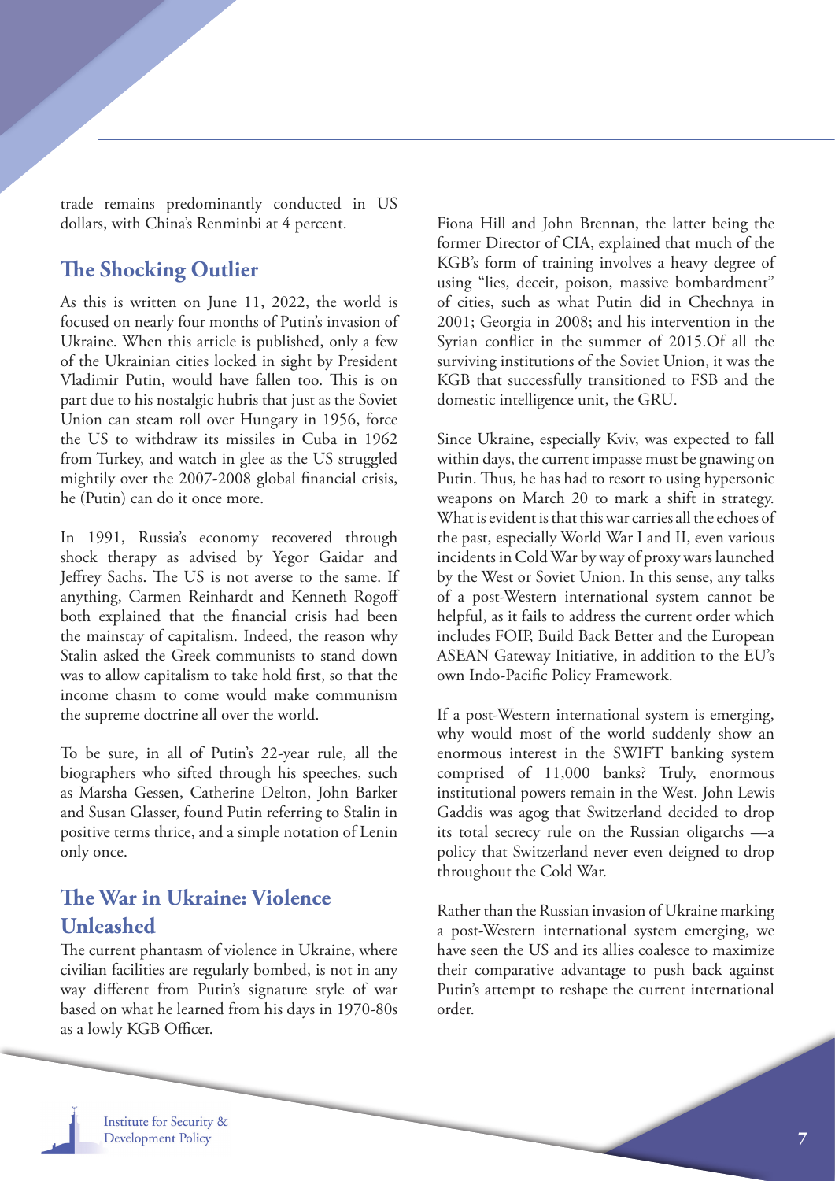trade remains predominantly conducted in US dollars, with China's Renminbi at 4 percent.

## The Shocking Outlier

As this is written on June 11, 2022, the world is focused on nearly four months of Putin's invasion of Ukraine. When this article is published, only a few of the Ukrainian cities locked in sight by President Vladimir Putin, would have fallen too. This is on part due to his nostalgic hubris that just as the Soviet Union can steam roll over Hungary in 1956, force the US to withdraw its missiles in Cuba in 1962 from Turkey, and watch in glee as the US struggled mightily over the 2007-2008 global financial crisis, he (Putin) can do it once more.

In 1991, Russia's economy recovered through shock therapy as advised by Yegor Gaidar and Jeffrey Sachs. The US is not averse to the same. If anything, Carmen Reinhardt and Kenneth Rogoff both explained that the financial crisis had been the mainstay of capitalism. Indeed, the reason why Stalin asked the Greek communists to stand down was to allow capitalism to take hold first, so that the income chasm to come would make communism the supreme doctrine all over the world.

To be sure, in all of Putin's 22-year rule, all the biographers who sifted through his speeches, such as Marsha Gessen, Catherine Delton, John Barker and Susan Glasser, found Putin referring to Stalin in positive terms thrice, and a simple notation of Lenin only once.

## The War in Ukraine: Violence Unleashed

The current phantasm of violence in Ukraine, where civilian facilities are regularly bombed, is not in any way different from Putin's signature style of war based on what he learned from his days in 1970-80s as a lowly KGB Officer.

Fiona Hill and John Brennan, the latter being the former Director of CIA, explained that much of the KGB's form of training involves a heavy degree of using "lies, deceit, poison, massive bombardment" of cities, such as what Putin did in Chechnya in 2001; Georgia in 2008; and his intervention in the Syrian conflict in the summer of 2015.Of all the surviving institutions of the Soviet Union, it was the KGB that successfully transitioned to FSB and the domestic intelligence unit, the GRU.

Since Ukraine, especially Kviv, was expected to fall within days, the current impasse must be gnawing on Putin. Thus, he has had to resort to using hypersonic weapons on March 20 to mark a shift in strategy. What is evident is that this war carries all the echoes of the past, especially World War I and II, even various incidents in Cold War by way of proxy wars launched by the West or Soviet Union. In this sense, any talks of a post-Western international system cannot be helpful, as it fails to address the current order which includes FOIP, Build Back Better and the European ASEAN Gateway Initiative, in addition to the EU's own Indo-Pacific Policy Framework.

If a post-Western international system is emerging, why would most of the world suddenly show an enormous interest in the SWIFT banking system comprised of 11,000 banks? Truly, enormous institutional powers remain in the West. John Lewis Gaddis was agog that Switzerland decided to drop its total secrecy rule on the Russian oligarchs —a policy that Switzerland never even deigned to drop throughout the Cold War.

Rather than the Russian invasion of Ukraine marking a post-Western international system emerging, we have seen the US and its allies coalesce to maximize their comparative advantage to push back against Putin's attempt to reshape the current international order.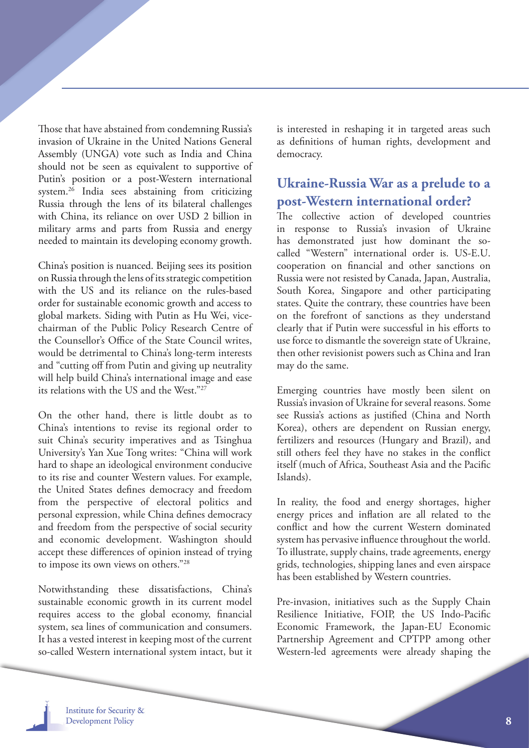Those that have abstained from condemning Russia's invasion of Ukraine in the United Nations General Assembly (UNGA) vote such as India and China should not be seen as equivalent to supportive of Putin's position or a post-Western international system.[26] India sees abstaining from criticizing Russia through the lens of its bilateral challenges with China, its reliance on over USD 2 billion in military arms and parts from Russia and energy needed to maintain its developing economy growth.

China's position is nuanced. Beijing sees its position on Russia through the lens of its strategic competition with the US and its reliance on the rules-based order for sustainable economic growth and access to global markets. Siding with Putin as Hu Wei, vice-chairman of the Public Policy Research Centre of the Counsellor's Office of the State Council writes, would be detrimental to China's long-term interests and "cutting off from Putin and giving up neutrality will help build China's international image and ease its relations with the US and the West."[27]

On the other hand, there is little doubt as to China's intentions to revise its regional order to suit China's security imperatives and as Tsinghua University's Yan Xue Tong writes: "China will work hard to shape an ideological environment conducive to its rise and counter Western values. For example, the United States defines democracy and freedom from the perspective of electoral politics and personal expression, while China defines democracy and freedom from the perspective of social security and economic development. Washington should accept these differences of opinion instead of trying to impose its own views on others."[28]

Notwithstanding these dissatisfactions, China's sustainable economic growth in its current model requires access to the global economy, financial system, sea lines of communication and consumers. It has a vested interest in keeping most of the current so-called Western international system intact, but it is interested in reshaping it in targeted areas such as definitions of human rights, development and democracy.

## Ukraine-Russia War as a prelude to a post-Western international order?

The collective action of developed countries in response to Russia's invasion of Ukraine has demonstrated just how dominant the so-called "Western" international order is. US-E.U. cooperation on financial and other sanctions on Russia were not resisted by Canada, Japan, Australia, South Korea, Singapore and other participating states. Quite the contrary, these countries have been on the forefront of sanctions as they understand clearly that if Putin were successful in his efforts to use force to dismantle the sovereign state of Ukraine, then other revisionist powers such as China and Iran may do the same.

Emerging countries have mostly been silent on Russia's invasion of Ukraine for several reasons. Some see Russia's actions as justified (China and North Korea), others are dependent on Russian energy, fertilizers and resources (Hungary and Brazil), and still others feel they have no stakes in the conflict itself (much of Africa, Southeast Asia and the Pacific Islands).

In reality, the food and energy shortages, higher energy prices and inflation are all related to the conflict and how the current Western dominated system has pervasive influence throughout the world. To illustrate, supply chains, trade agreements, energy grids, technologies, shipping lanes and even airspace has been established by Western countries.

Pre-invasion, initiatives such as the Supply Chain Resilience Initiative, FOIP, the US Indo-Pacific Economic Framework, the Japan-EU Economic Partnership Agreement and CPTPP among other Western-led agreements were already shaping the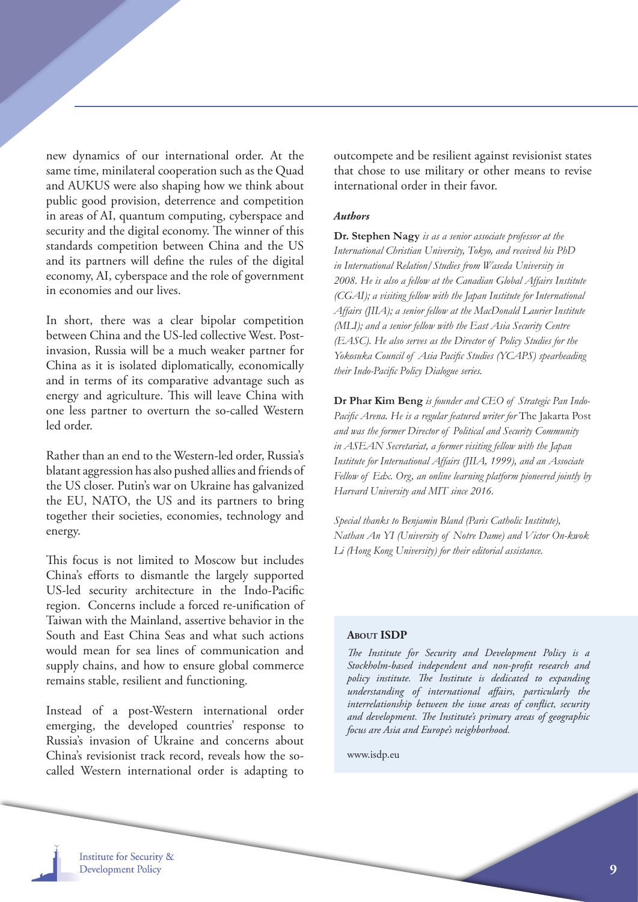new dynamics of our international order. At the same time, minilateral cooperation such as the Quad and AUKUS were also shaping how we think about public good provision, deterrence and competition in areas of AI, quantum computing, cyberspace and security and the digital economy. The winner of this standards competition between China and the US and its partners will define the rules of the digital economy, AI, cyberspace and the role of government in economies and our lives.

In short, there was a clear bipolar competition between China and the US-led collective West. Post-invasion, Russia will be a much weaker partner for China as it is isolated diplomatically, economically and in terms of its comparative advantage such as energy and agriculture. This will leave China with one less partner to overturn the so-called Western led order.

Rather than an end to the Western-led order, Russia's blatant aggression has also pushed allies and friends of the US closer. Putin's war on Ukraine has galvanized the EU, NATO, the US and its partners to bring together their societies, economies, technology and energy.

This focus is not limited to Moscow but includes China's efforts to dismantle the largely supported US-led security architecture in the Indo-Pacific region. Concerns include a forced re-unification of Taiwan with the Mainland, assertive behavior in the South and East China Seas and what such actions would mean for sea lines of communication and supply chains, and how to ensure global commerce remains stable, resilient and functioning.

Instead of a post-Western international order emerging, the developed countries' response to Russia's invasion of Ukraine and concerns about China's revisionist track record, reveals how the so-called Western international order is adapting to outcompete and be resilient against revisionist states that chose to use military or other means to revise international order in their favor.

***Authors***

**Dr. Stephen Nagy** *is as a senior associate professor at the International Christian University, Tokyo, and received his PhD in International Relation/Studies from Waseda University in 2008. He is also a fellow at the Canadian Global Affairs Institute (CGAI); a visiting fellow with the Japan Institute for International Affairs (JIIA); a senior fellow at the MacDonald Laurier Institute (MLI); and a senior fellow with the East Asia Security Centre (EASC). He also serves as the Director of Policy Studies for the Yokosuka Council of Asia Pacific Studies (YCAPS) spearheading their Indo-Pacific Policy Dialogue series.*

**Dr Phar Kim Beng** *is founder and CEO of Strategic Pan Indo-Pacific Arena. He is a regular featured writer for* The Jakarta Post *and was the former Director of Political and Security Community in ASEAN Secretariat, a former visiting fellow with the Japan Institute for International Affairs (JIIA, 1999), and an Associate Fellow of Edx. Org, an online learning platform pioneered jointly by Harvard University and MIT since 2016.*

*Special thanks to Benjamin Bland (Paris Catholic Institute), Nathan An YI (University of Notre Dame) and Victor On-kwok Li (Hong Kong University) for their editorial assistance.*

**About ISDP**

*The Institute for Security and Development Policy is a Stockholm-based independent and non-profit research and policy institute. The Institute is dedicated to expanding understanding of international affairs, particularly the interrelationship between the issue areas of conflict, security and development. The Institute's primary areas of geographic focus are Asia and Europe's neighborhood.*

www.isdp.eu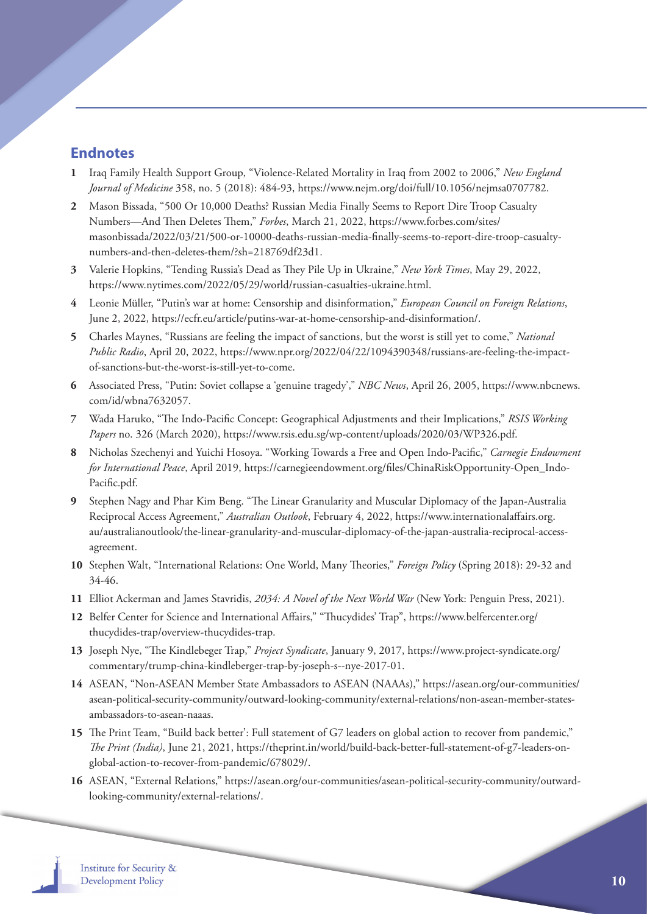## Endnotes

1 Iraq Family Health Support Group, "Violence-Related Mortality in Iraq from 2002 to 2006," *New England Journal of Medicine* 358, no. 5 (2018): 484-93, https://www.nejm.org/doi/full/10.1056/nejmsa0707782.

2 Mason Bissada, "500 Or 10,000 Deaths? Russian Media Finally Seems to Report Dire Troop Casualty Numbers—And Then Deletes Them," *Forbes*, March 21, 2022, https://www.forbes.com/sites/masonbissada/2022/03/21/500-or-10000-deaths-russian-media-finally-seems-to-report-dire-troop-casualty-numbers-and-then-deletes-them/?sh=218769df23d1.

3 Valerie Hopkins, "Tending Russia's Dead as They Pile Up in Ukraine," *New York Times*, May 29, 2022, https://www.nytimes.com/2022/05/29/world/russian-casualties-ukraine.html.

4 Leonie Müller, "Putin's war at home: Censorship and disinformation," *European Council on Foreign Relations*, June 2, 2022, https://ecfr.eu/article/putins-war-at-home-censorship-and-disinformation/.

5 Charles Maynes, "Russians are feeling the impact of sanctions, but the worst is still yet to come," *National Public Radio*, April 20, 2022, https://www.npr.org/2022/04/22/1094390348/russians-are-feeling-the-impact-of-sanctions-but-the-worst-is-still-yet-to-come.

6 Associated Press, "Putin: Soviet collapse a 'genuine tragedy'," *NBC News*, April 26, 2005, https://www.nbcnews.com/id/wbna7632057.

7 Wada Haruko, "The Indo-Pacific Concept: Geographical Adjustments and their Implications," *RSIS Working Papers* no. 326 (March 2020), https://www.rsis.edu.sg/wp-content/uploads/2020/03/WP326.pdf.

8 Nicholas Szechenyi and Yuichi Hosoya. "Working Towards a Free and Open Indo-Pacific," *Carnegie Endowment for International Peace*, April 2019, https://carnegieendowment.org/files/ChinaRiskOpportunity-Open_Indo-Pacific.pdf.

9 Stephen Nagy and Phar Kim Beng. "The Linear Granularity and Muscular Diplomacy of the Japan-Australia Reciprocal Access Agreement," *Australian Outlook*, February 4, 2022, https://www.internationalaffairs.org.au/australianoutlook/the-linear-granularity-and-muscular-diplomacy-of-the-japan-australia-reciprocal-access-agreement.

10 Stephen Walt, "International Relations: One World, Many Theories," *Foreign Policy* (Spring 2018): 29-32 and 34-46.

11 Elliot Ackerman and James Stavridis, *2034: A Novel of the Next World War* (New York: Penguin Press, 2021).

12 Belfer Center for Science and International Affairs," "Thucydides' Trap", https://www.belfercenter.org/thucydides-trap/overview-thucydides-trap.

13 Joseph Nye, "The Kindlebeger Trap," *Project Syndicate*, January 9, 2017, https://www.project-syndicate.org/commentary/trump-china-kindleberger-trap-by-joseph-s--nye-2017-01.

14 ASEAN, "Non-ASEAN Member State Ambassadors to ASEAN (NAAAs)," https://asean.org/our-communities/asean-political-security-community/outward-looking-community/external-relations/non-asean-member-states-ambassadors-to-asean-naaas.

15 The Print Team, "Build back better': Full statement of G7 leaders on global action to recover from pandemic," *The Print (India)*, June 21, 2021, https://theprint.in/world/build-back-better-full-statement-of-g7-leaders-on-global-action-to-recover-from-pandemic/678029/.

16 ASEAN, "External Relations," https://asean.org/our-communities/asean-political-security-community/outward-looking-community/external-relations/.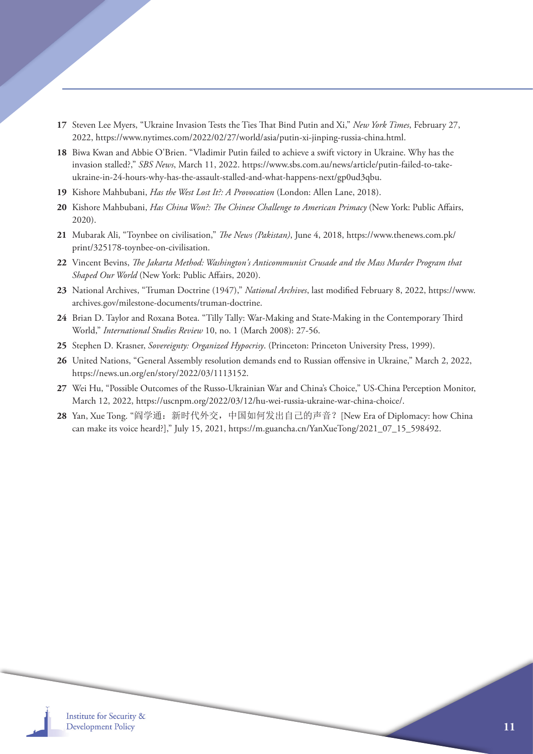17 Steven Lee Myers, "Ukraine Invasion Tests the Ties That Bind Putin and Xi," *New York Times*, February 27, 2022, https://www.nytimes.com/2022/02/27/world/asia/putin-xi-jinping-russia-china.html.

18 Biwa Kwan and Abbie O'Brien. "Vladimir Putin failed to achieve a swift victory in Ukraine. Why has the invasion stalled?," *SBS News*, March 11, 2022. https://www.sbs.com.au/news/article/putin-failed-to-take-ukraine-in-24-hours-why-has-the-assault-stalled-and-what-happens-next/gp0ud3qbu.

19 Kishore Mahbubani, *Has the West Lost It?: A Provocation* (London: Allen Lane, 2018).

20 Kishore Mahbubani, *Has China Won?: The Chinese Challenge to American Primacy* (New York: Public Affairs, 2020).

21 Mubarak Ali, "Toynbee on civilisation," *The News (Pakistan)*, June 4, 2018, https://www.thenews.com.pk/print/325178-toynbee-on-civilisation.

22 Vincent Bevins, *The Jakarta Method: Washington's Anticommunist Crusade and the Mass Murder Program that Shaped Our World* (New York: Public Affairs, 2020).

23 National Archives, "Truman Doctrine (1947)," *National Archives*, last modified February 8, 2022, https://www.archives.gov/milestone-documents/truman-doctrine.

24 Brian D. Taylor and Roxana Botea. "Tilly Tally: War-Making and State-Making in the Contemporary Third World," *International Studies Review* 10, no. 1 (March 2008): 27-56.

25 Stephen D. Krasner, *Sovereignty: Organized Hypocrisy*. (Princeton: Princeton University Press, 1999).

26 United Nations, "General Assembly resolution demands end to Russian offensive in Ukraine," March 2, 2022, https://news.un.org/en/story/2022/03/1113152.

27 Wei Hu, "Possible Outcomes of the Russo-Ukrainian War and China's Choice," US-China Perception Monitor, March 12, 2022, https://uscnpm.org/2022/03/12/hu-wei-russia-ukraine-war-china-choice/.

28 Yan, Xue Tong. "阎学通：新时代外交，中国如何发出自己的声音？ [New Era of Diplomacy: how China can make its voice heard?]," July 15, 2021, https://m.guancha.cn/YanXueTong/2021_07_15_598492.